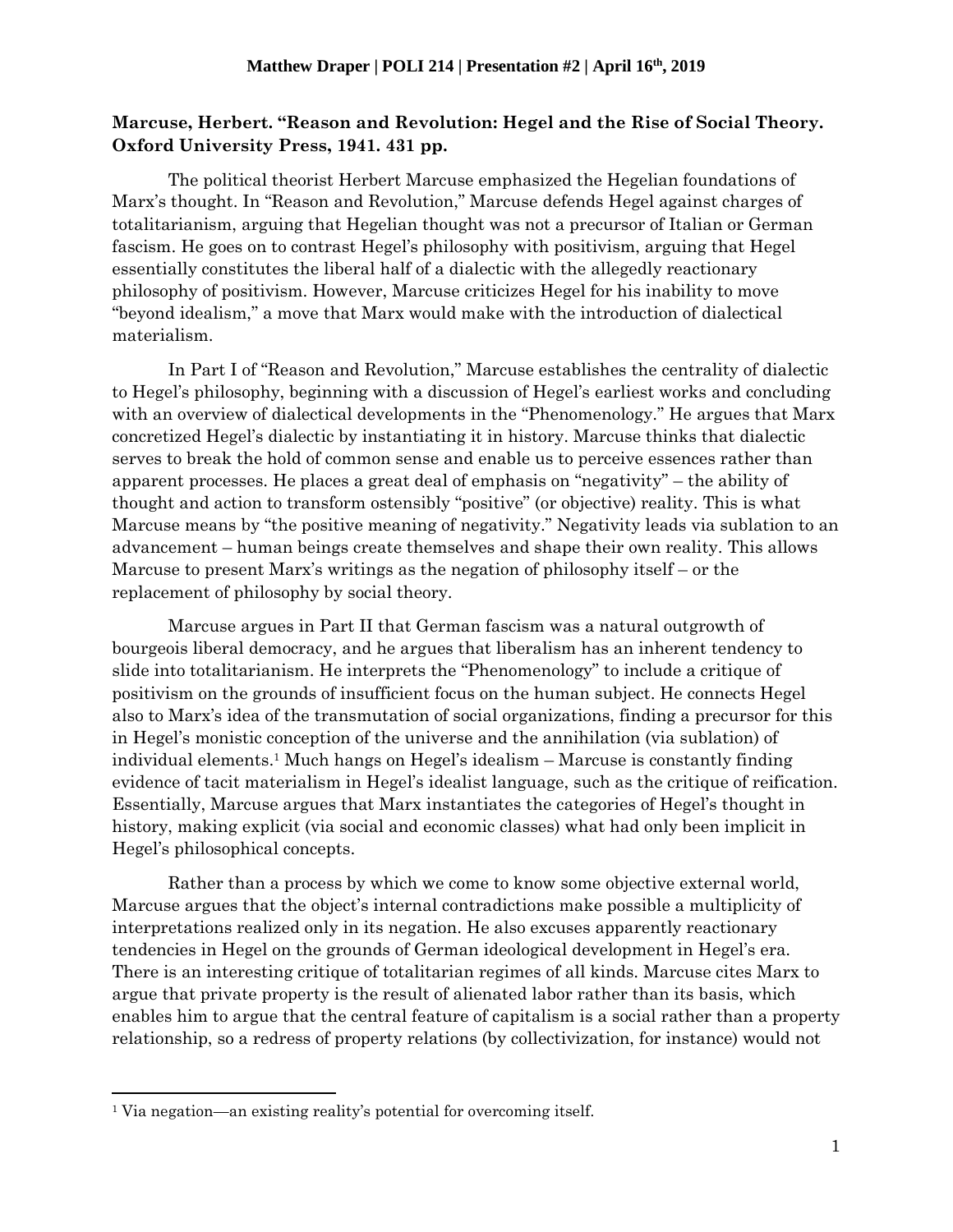**Matthew Draper | POLI 214 | Presentation #2 | April 16th, 2019**

**Marcuse, Herbert. "Reason and Revolution: Hegel and the Rise of Social Theory. Oxford University Press, 1941. 431 pp.**

The political theorist Herbert Marcuse emphasized the Hegelian foundations of Marx's thought. In "Reason and Revolution," Marcuse defends Hegel against charges of totalitarianism, arguing that Hegelian thought was not a precursor of Italian or German fascism. He goes on to contrast Hegel's philosophy with positivism, arguing that Hegel essentially constitutes the liberal half of a dialectic with the allegedly reactionary philosophy of positivism. However, Marcuse criticizes Hegel for his inability to move "beyond idealism," a move that Marx would make with the introduction of dialectical materialism.

In Part I of "Reason and Revolution," Marcuse establishes the centrality of dialectic to Hegel's philosophy, beginning with a discussion of Hegel's earliest works and concluding with an overview of dialectical developments in the "Phenomenology." He argues that Marx concretized Hegel's dialectic by instantiating it in history. Marcuse thinks that dialectic serves to break the hold of common sense and enable us to perceive essences rather than apparent processes. He places a great deal of emphasis on "negativity" – the ability of thought and action to transform ostensibly "positive" (or objective) reality. This is what Marcuse means by "the positive meaning of negativity." Negativity leads via sublation to an advancement – human beings create themselves and shape their own reality. This allows Marcuse to present Marx's writings as the negation of philosophy itself – or the replacement of philosophy by social theory.

Marcuse argues in Part II that German fascism was a natural outgrowth of bourgeois liberal democracy, and he argues that liberalism has an inherent tendency to slide into totalitarianism. He interprets the "Phenomenology" to include a critique of positivism on the grounds of insufficient focus on the human subject. He connects Hegel also to Marx's idea of the transmutation of social organizations, finding a precursor for this in Hegel's monistic conception of the universe and the annihilation (via sublation) of individual elements.[1] Much hangs on Hegel's idealism – Marcuse is constantly finding evidence of tacit materialism in Hegel's idealist language, such as the critique of reification. Essentially, Marcuse argues that Marx instantiates the categories of Hegel's thought in history, making explicit (via social and economic classes) what had only been implicit in Hegel's philosophical concepts.

Rather than a process by which we come to know some objective external world, Marcuse argues that the object's internal contradictions make possible a multiplicity of interpretations realized only in its negation. He also excuses apparently reactionary tendencies in Hegel on the grounds of German ideological development in Hegel's era. There is an interesting critique of totalitarian regimes of all kinds. Marcuse cites Marx to argue that private property is the result of alienated labor rather than its basis, which enables him to argue that the central feature of capitalism is a social rather than a property relationship, so a redress of property relations (by collectivization, for instance) would not

[1] Via negation—an existing reality's potential for overcoming itself.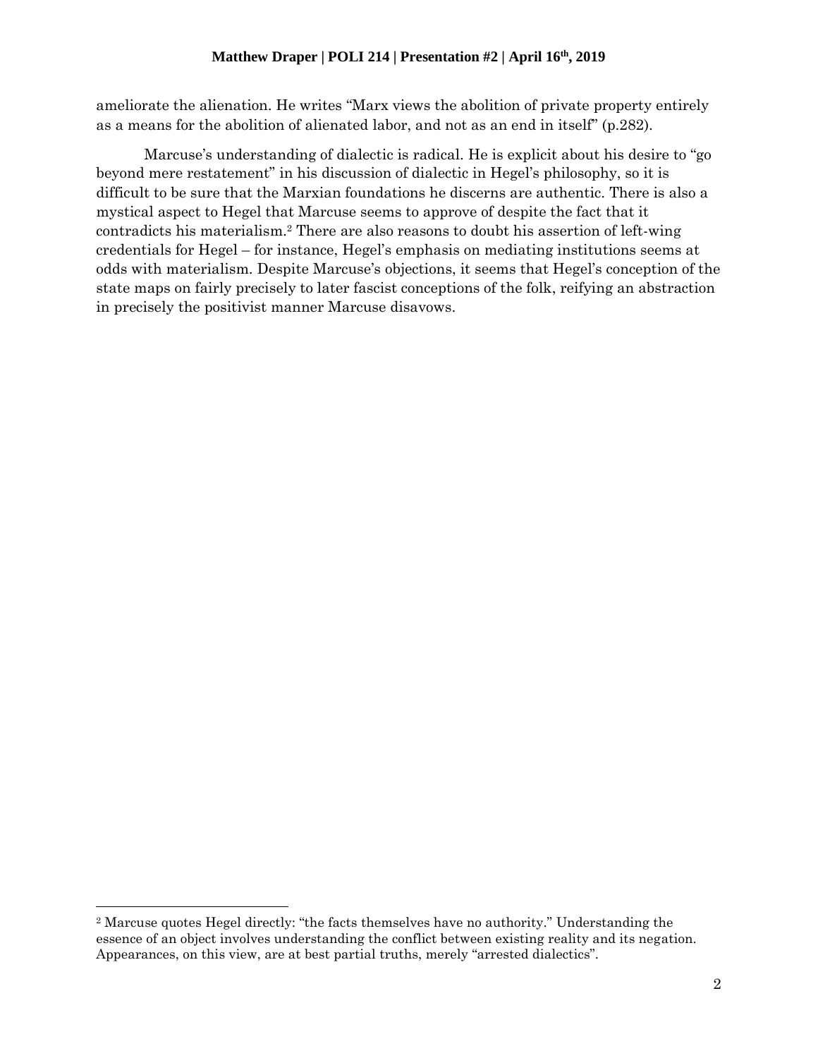ameliorate the alienation. He writes "Marx views the abolition of private property entirely as a means for the abolition of alienated labor, and not as an end in itself" (p.282).

Marcuse's understanding of dialectic is radical. He is explicit about his desire to "go beyond mere restatement" in his discussion of dialectic in Hegel's philosophy, so it is difficult to be sure that the Marxian foundations he discerns are authentic. There is also a mystical aspect to Hegel that Marcuse seems to approve of despite the fact that it contradicts his materialism.[2] There are also reasons to doubt his assertion of left-wing credentials for Hegel – for instance, Hegel's emphasis on mediating institutions seems at odds with materialism. Despite Marcuse's objections, it seems that Hegel's conception of the state maps on fairly precisely to later fascist conceptions of the folk, reifying an abstraction in precisely the positivist manner Marcuse disavows.

[2] Marcuse quotes Hegel directly: "the facts themselves have no authority." Understanding the essence of an object involves understanding the conflict between existing reality and its negation. Appearances, on this view, are at best partial truths, merely "arrested dialectics".